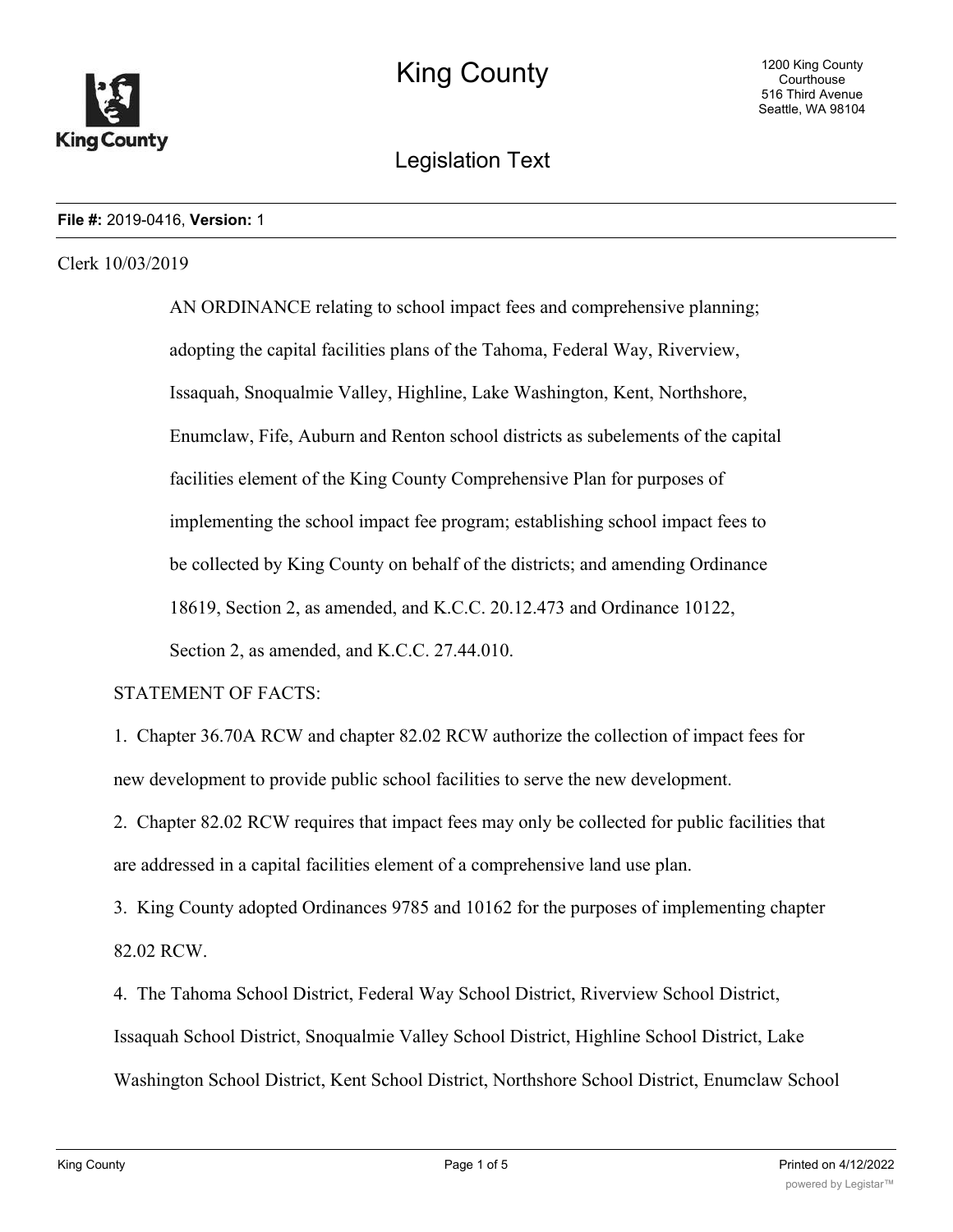**File #:** 2019-0416, **Version:** 1

Clerk 10/03/2019

AN ORDINANCE relating to school impact fees and comprehensive planning; adopting the capital facilities plans of the Tahoma, Federal Way, Riverview, Issaquah, Snoqualmie Valley, Highline, Lake Washington, Kent, Northshore, Enumclaw, Fife, Auburn and Renton school districts as subelements of the capital facilities element of the King County Comprehensive Plan for purposes of implementing the school impact fee program; establishing school impact fees to be collected by King County on behalf of the districts; and amending Ordinance 18619, Section 2, as amended, and K.C.C. 20.12.473 and Ordinance 10122, Section 2, as amended, and K.C.C. 27.44.010.

STATEMENT OF FACTS:

1. Chapter 36.70A RCW and chapter 82.02 RCW authorize the collection of impact fees for new development to provide public school facilities to serve the new development.

2. Chapter 82.02 RCW requires that impact fees may only be collected for public facilities that are addressed in a capital facilities element of a comprehensive land use plan.

3. King County adopted Ordinances 9785 and 10162 for the purposes of implementing chapter 82.02 RCW.

4. The Tahoma School District, Federal Way School District, Riverview School District, Issaquah School District, Snoqualmie Valley School District, Highline School District, Lake Washington School District, Kent School District, Northshore School District, Enumclaw School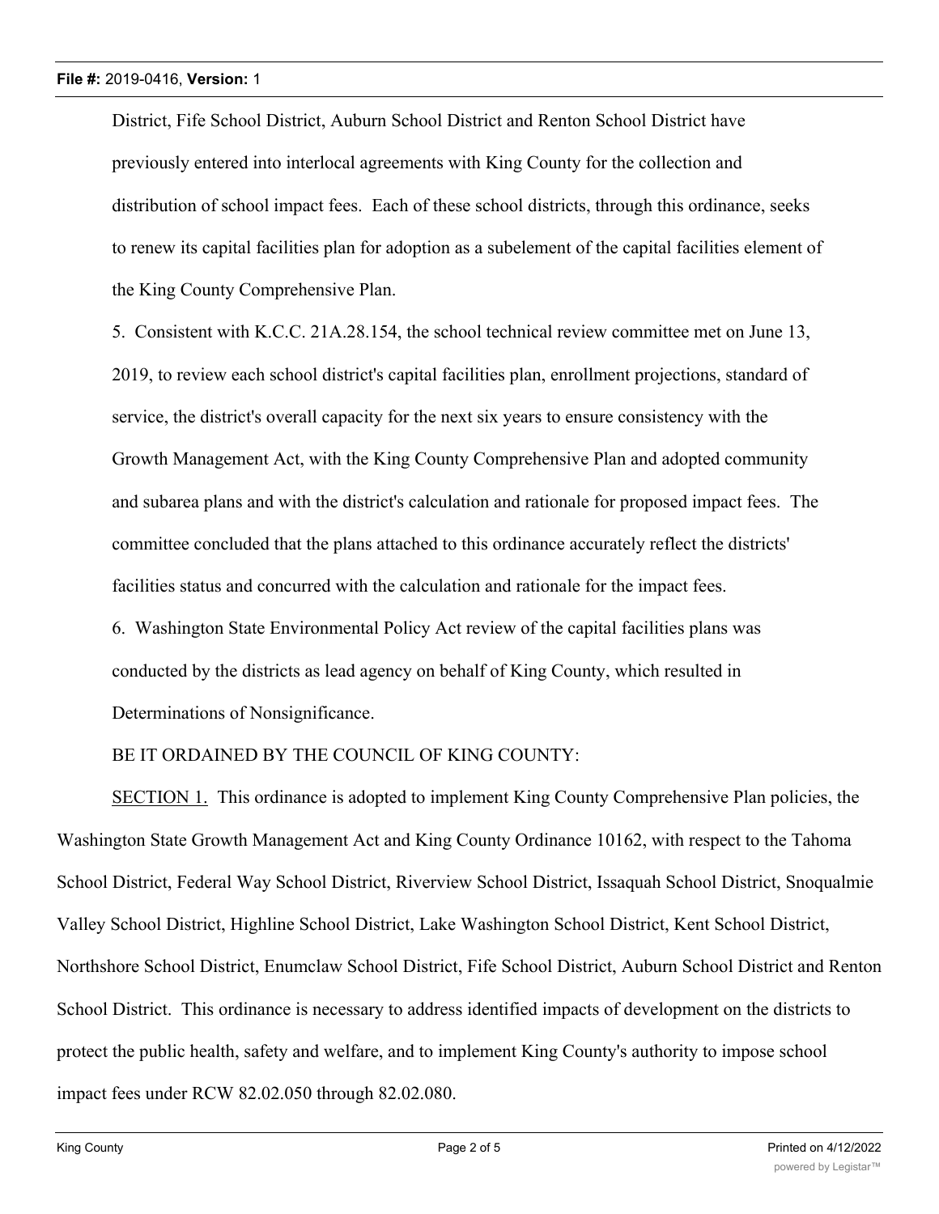District, Fife School District, Auburn School District and Renton School District have previously entered into interlocal agreements with King County for the collection and distribution of school impact fees. Each of these school districts, through this ordinance, seeks to renew its capital facilities plan for adoption as a subelement of the capital facilities element of the King County Comprehensive Plan.

5. Consistent with K.C.C. 21A.28.154, the school technical review committee met on June 13, 2019, to review each school district's capital facilities plan, enrollment projections, standard of service, the district's overall capacity for the next six years to ensure consistency with the Growth Management Act, with the King County Comprehensive Plan and adopted community and subarea plans and with the district's calculation and rationale for proposed impact fees. The committee concluded that the plans attached to this ordinance accurately reflect the districts' facilities status and concurred with the calculation and rationale for the impact fees.

6. Washington State Environmental Policy Act review of the capital facilities plans was conducted by the districts as lead agency on behalf of King County, which resulted in Determinations of Nonsignificance.

BE IT ORDAINED BY THE COUNCIL OF KING COUNTY:

SECTION 1. This ordinance is adopted to implement King County Comprehensive Plan policies, the Washington State Growth Management Act and King County Ordinance 10162, with respect to the Tahoma School District, Federal Way School District, Riverview School District, Issaquah School District, Snoqualmie Valley School District, Highline School District, Lake Washington School District, Kent School District, Northshore School District, Enumclaw School District, Fife School District, Auburn School District and Renton School District. This ordinance is necessary to address identified impacts of development on the districts to protect the public health, safety and welfare, and to implement King County's authority to impose school impact fees under RCW 82.02.050 through 82.02.080.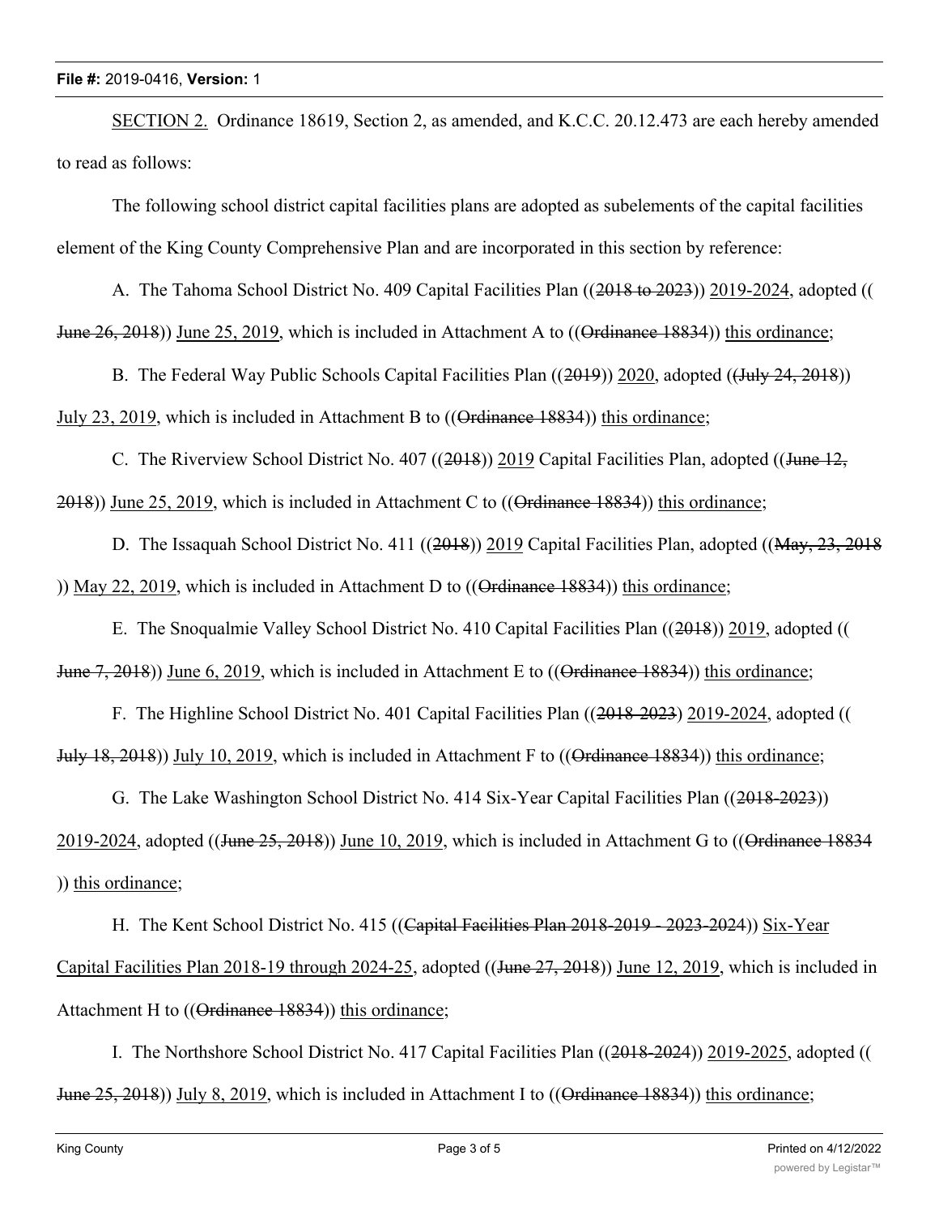SECTION 2. Ordinance 18619, Section 2, as amended, and K.C.C. 20.12.473 are each hereby amended to read as follows:

The following school district capital facilities plans are adopted as subelements of the capital facilities element of the King County Comprehensive Plan and are incorporated in this section by reference:

A. The Tahoma School District No. 409 Capital Facilities Plan ((~~2018 to 2023~~)) 2019-2024, adopted ((~~June 26, 2018~~)) June 25, 2019, which is included in Attachment A to ((~~Ordinance 18834~~)) this ordinance;

B. The Federal Way Public Schools Capital Facilities Plan ((~~2019~~)) 2020, adopted ((~~(July 24, 2018~~)) July 23, 2019, which is included in Attachment B to ((~~Ordinance 18834~~)) this ordinance;

C. The Riverview School District No. 407 ((~~2018~~)) 2019 Capital Facilities Plan, adopted ((~~June 12, 2018~~)) June 25, 2019, which is included in Attachment C to ((~~Ordinance 18834~~)) this ordinance;

D. The Issaquah School District No. 411 ((~~2018~~)) 2019 Capital Facilities Plan, adopted ((~~May, 23, 2018~~)) May 22, 2019, which is included in Attachment D to ((~~Ordinance 18834~~)) this ordinance;

E. The Snoqualmie Valley School District No. 410 Capital Facilities Plan ((~~2018~~)) 2019, adopted ((~~June 7, 2018~~)) June 6, 2019, which is included in Attachment E to ((~~Ordinance 18834~~)) this ordinance;

F. The Highline School District No. 401 Capital Facilities Plan ((~~2018-2023~~) 2019-2024, adopted ((~~July 18, 2018~~)) July 10, 2019, which is included in Attachment F to ((~~Ordinance 18834~~)) this ordinance;

G. The Lake Washington School District No. 414 Six-Year Capital Facilities Plan ((~~2018-2023~~)) 2019-2024, adopted ((~~June 25, 2018~~)) June 10, 2019, which is included in Attachment G to ((~~Ordinance 18834~~)) this ordinance;

H. The Kent School District No. 415 ((~~Capital Facilities Plan 2018-2019 - 2023-2024~~)) Six-Year Capital Facilities Plan 2018-19 through 2024-25, adopted ((~~June 27, 2018~~)) June 12, 2019, which is included in Attachment H to ((~~Ordinance 18834~~)) this ordinance;

I. The Northshore School District No. 417 Capital Facilities Plan ((~~2018-2024~~)) 2019-2025, adopted ((~~June 25, 2018~~)) July 8, 2019, which is included in Attachment I to ((~~Ordinance 18834~~)) this ordinance;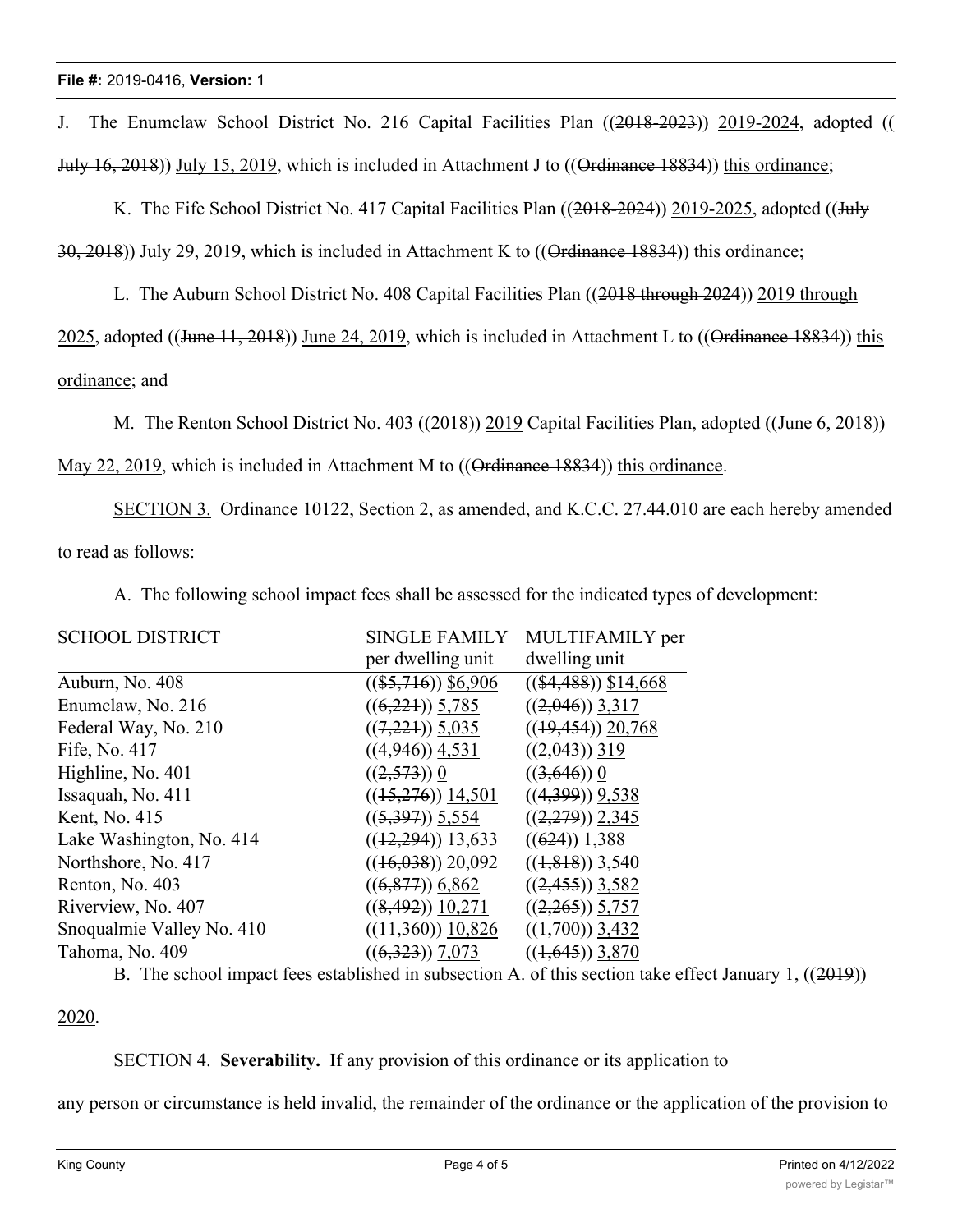J. The Enumclaw School District No. 216 Capital Facilities Plan ((~~2018-2023~~)) <u>2019-2024</u>, adopted ((~~July 16, 2018~~)) <u>July 15, 2019</u>, which is included in Attachment J to ((~~Ordinance 18834~~)) <u>this ordinance</u>;

K. The Fife School District No. 417 Capital Facilities Plan ((~~2018-2024~~)) <u>2019-2025</u>, adopted ((~~July 30, 2018~~)) <u>July 29, 2019</u>, which is included in Attachment K to ((~~Ordinance 18834~~)) <u>this ordinance</u>;

L. The Auburn School District No. 408 Capital Facilities Plan ((~~2018 through 2024~~)) <u>2019 through 2025</u>, adopted ((~~June 11, 2018~~)) <u>June 24, 2019</u>, which is included in Attachment L to ((~~Ordinance 18834~~)) <u>this ordinance</u>; and

M. The Renton School District No. 403 ((~~2018~~)) <u>2019</u> Capital Facilities Plan, adopted ((~~June 6, 2018~~)) <u>May 22, 2019</u>, which is included in Attachment M to ((~~Ordinance 18834~~)) <u>this ordinance</u>.

<u>SECTION 3.</u> Ordinance 10122, Section 2, as amended, and K.C.C. 27.44.010 are each hereby amended to read as follows:

A. The following school impact fees shall be assessed for the indicated types of development:

| SCHOOL DISTRICT | SINGLE FAMILY per dwelling unit | MULTIFAMILY per dwelling unit |
|---|---|---|
| Auburn, No. 408 | ((~~$5,716~~)) <u>$6,906</u> | ((~~$4,488~~)) <u>$14,668</u> |
| Enumclaw, No. 216 | ((~~6,221~~)) <u>5,785</u> | ((~~2,046~~)) <u>3,317</u> |
| Federal Way, No. 210 | ((~~7,221~~)) <u>5,035</u> | ((~~19,454~~)) <u>20,768</u> |
| Fife, No. 417 | ((~~4,946~~)) <u>4,531</u> | ((~~2,043~~)) <u>319</u> |
| Highline, No. 401 | ((~~2,573~~)) <u>0</u> | ((~~3,646~~)) <u>0</u> |
| Issaquah, No. 411 | ((~~15,276~~)) <u>14,501</u> | ((~~4,399~~)) <u>9,538</u> |
| Kent, No. 415 | ((~~5,397~~)) <u>5,554</u> | ((~~2,279~~)) <u>2,345</u> |
| Lake Washington, No. 414 | ((~~12,294~~)) <u>13,633</u> | ((~~624~~)) <u>1,388</u> |
| Northshore, No. 417 | ((~~16,038~~)) <u>20,092</u> | ((~~1,818~~)) <u>3,540</u> |
| Renton, No. 403 | ((~~6,877~~)) <u>6,862</u> | ((~~2,455~~)) <u>3,582</u> |
| Riverview, No. 407 | ((~~8,492~~)) <u>10,271</u> | ((~~2,265~~)) <u>5,757</u> |
| Snoqualmie Valley No. 410 | ((~~11,360~~)) <u>10,826</u> | ((~~1,700~~)) <u>3,432</u> |
| Tahoma, No. 409 | ((~~6,323~~)) <u>7,073</u> | ((~~1,645~~)) <u>3,870</u> |

B. The school impact fees established in subsection A. of this section take effect January 1, ((~~2019~~)) <u>2020</u>.

<u>SECTION 4.</u> **Severability.** If any provision of this ordinance or its application to any person or circumstance is held invalid, the remainder of the ordinance or the application of the provision to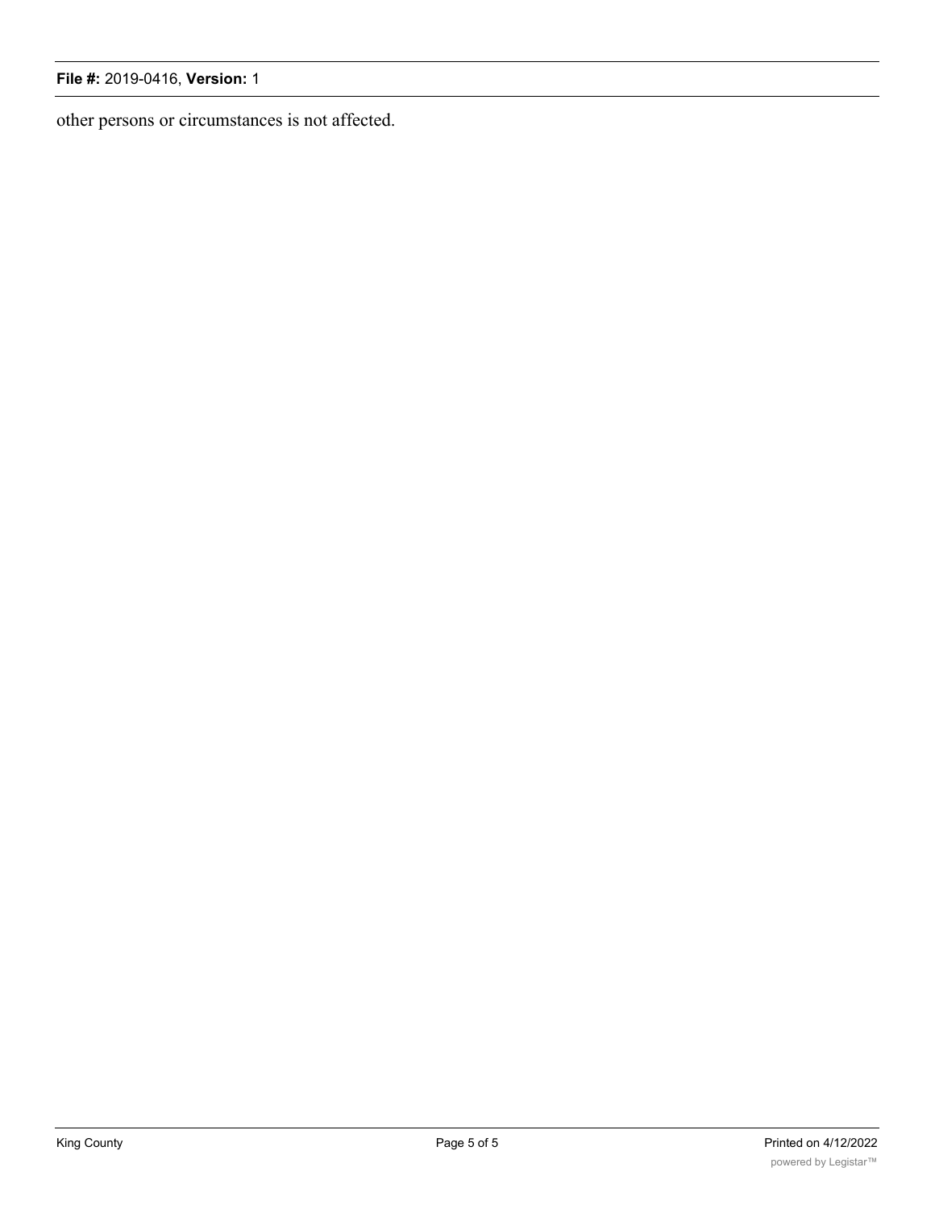other persons or circumstances is not affected.